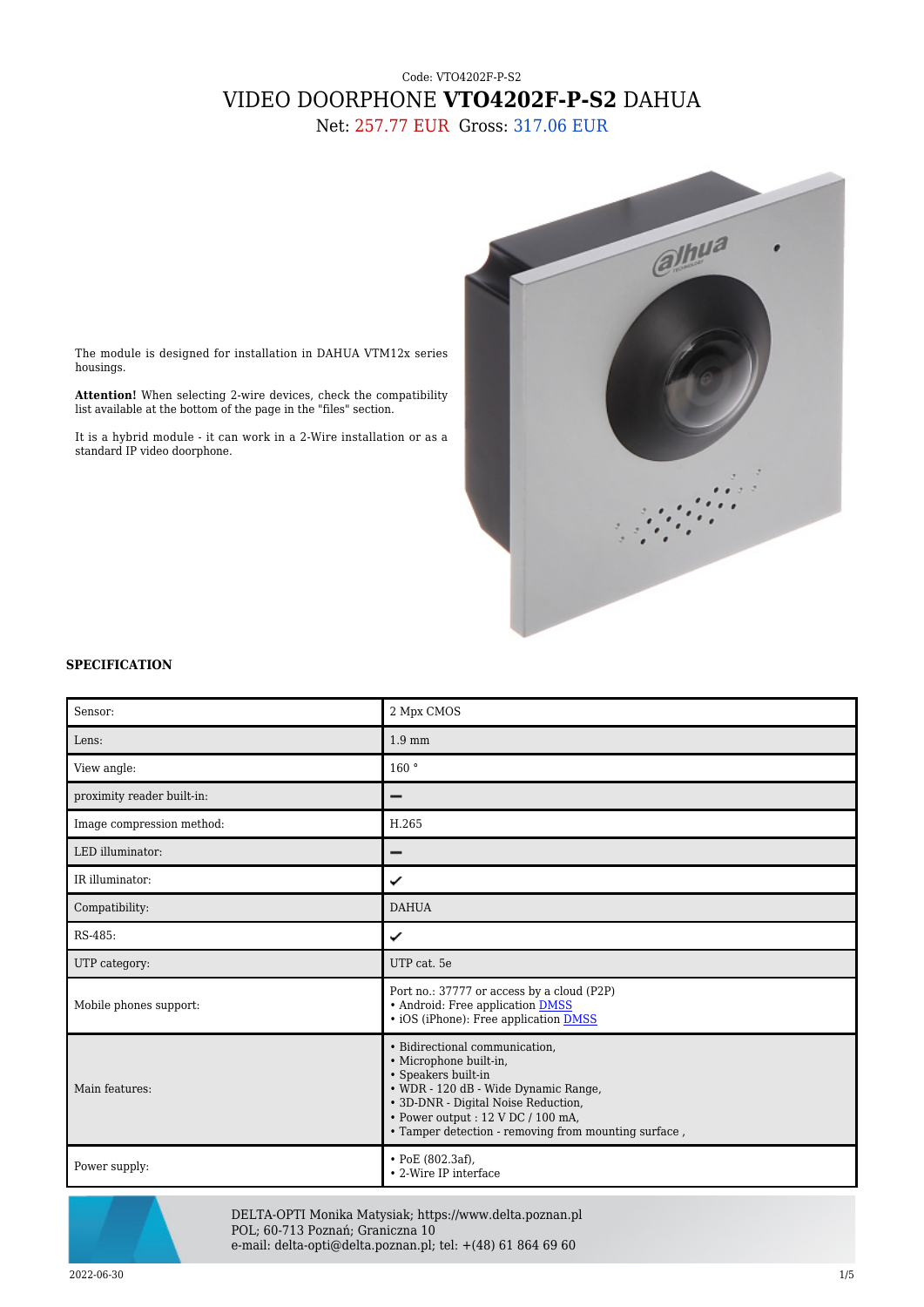Code: VTO4202F-P-S2

# VIDEO DOORPHONE **VTO4202F-P-S2** DAHUA

Net: 257.77 EUR Gross: 317.06 EUR

The module is designed for installation in DAHUA VTM12x series housings.

**Attention!** When selecting 2-wire devices, check the compatibility list available at the bottom of the page in the "files" section.

It is a hybrid module - it can work in a 2-Wire installation or as a standard IP video doorphone.

### SPECIFICATION

| | |
|---|---|
| Sensor: | 2 Mpx CMOS |
| Lens: | 1.9 mm |
| View angle: | 160 ° |
| proximity reader built-in: | – |
| Image compression method: | H.265 |
| LED illuminator: | – |
| IR illuminator: | ✓ |
| Compatibility: | DAHUA |
| RS-485: | ✓ |
| UTP category: | UTP cat. 5e |
| Mobile phones support: | Port no.: 37777 or access by a cloud (P2P)<br>• Android: Free application DMSS<br>• iOS (iPhone): Free application DMSS |
| Main features: | • Bidirectional communication,<br>• Microphone built-in,<br>• Speakers built-in<br>• WDR - 120 dB - Wide Dynamic Range,<br>• 3D-DNR - Digital Noise Reduction,<br>• Power output : 12 V DC / 100 mA,<br>• Tamper detection - removing from mounting surface , |
| Power supply: | • PoE (802.3af),<br>• 2-Wire IP interface |

DELTA-OPTI Monika Matysiak; https://www.delta.poznan.pl
POL; 60-713 Poznań; Graniczna 10
e-mail: delta-opti@delta.poznan.pl; tel: +(48) 61 864 69 60

2022-06-30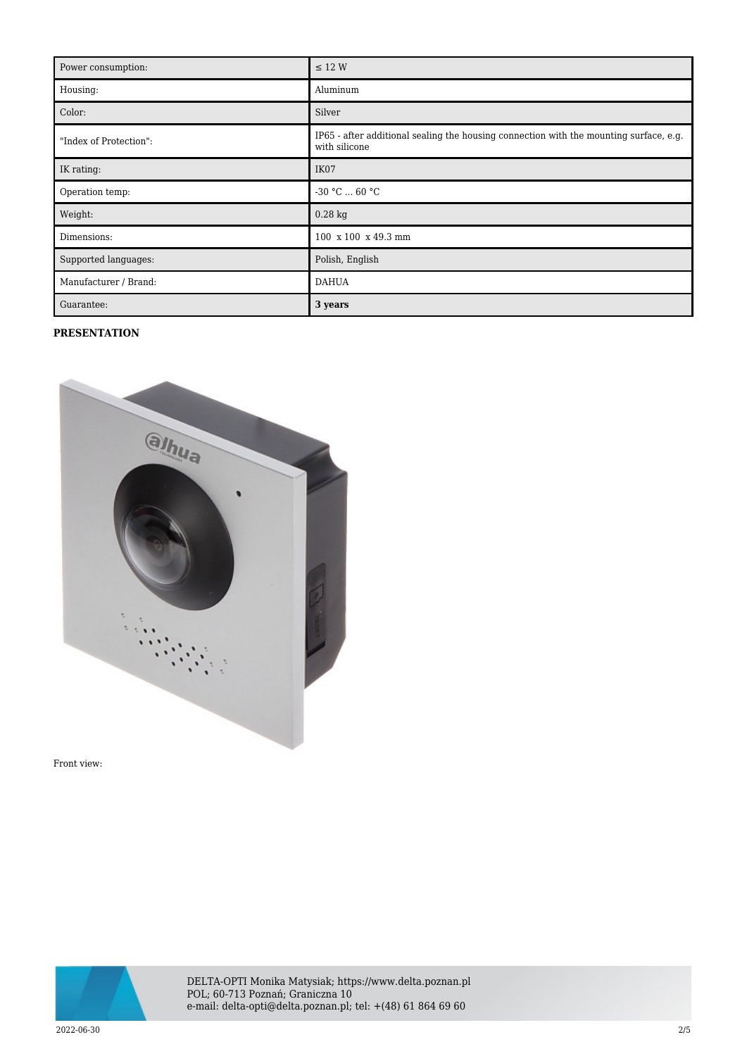| Power consumption: | ≤ 12 W |
|---|---|
| Housing: | Aluminum |
| Color: | Silver |
| "Index of Protection": | IP65 - after additional sealing the housing connection with the mounting surface, e.g. with silicone |
| IK rating: | IK07 |
| Operation temp: | -30 °C ... 60 °C |
| Weight: | 0.28 kg |
| Dimensions: | 100 x 100 x 49.3 mm |
| Supported languages: | Polish, English |
| Manufacturer / Brand: | DAHUA |
| Guarantee: | **3 years** |

**PRESENTATION**

Front view: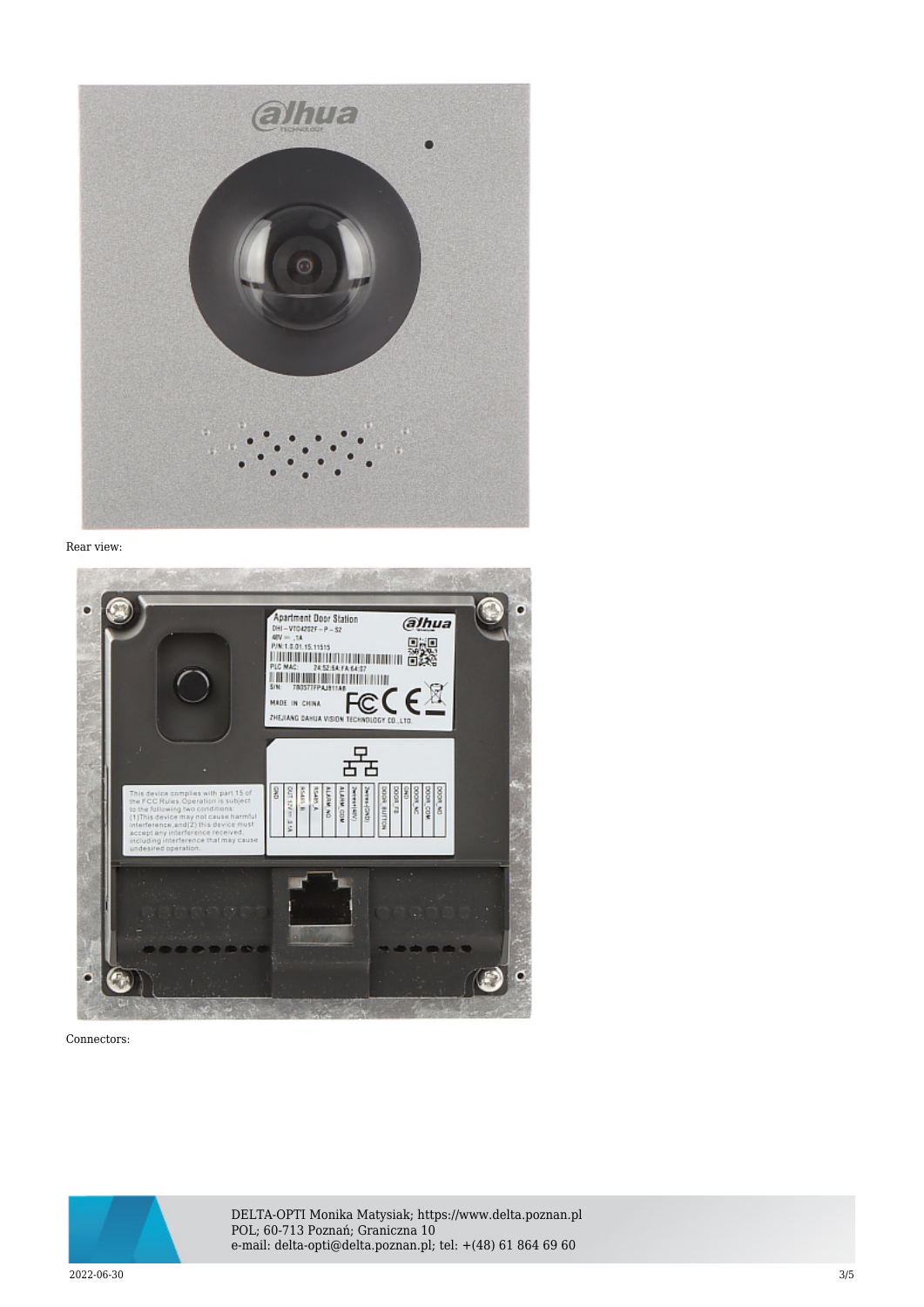Rear view:

Connectors: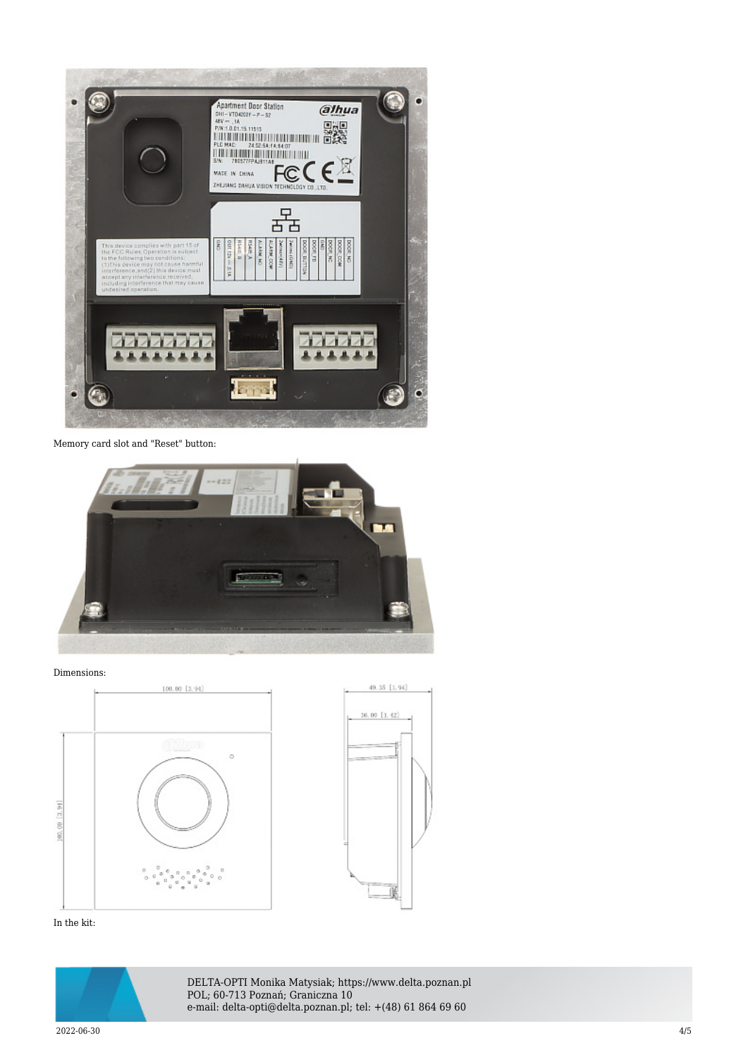Memory card slot and "Reset" button:

Dimensions:

In the kit: